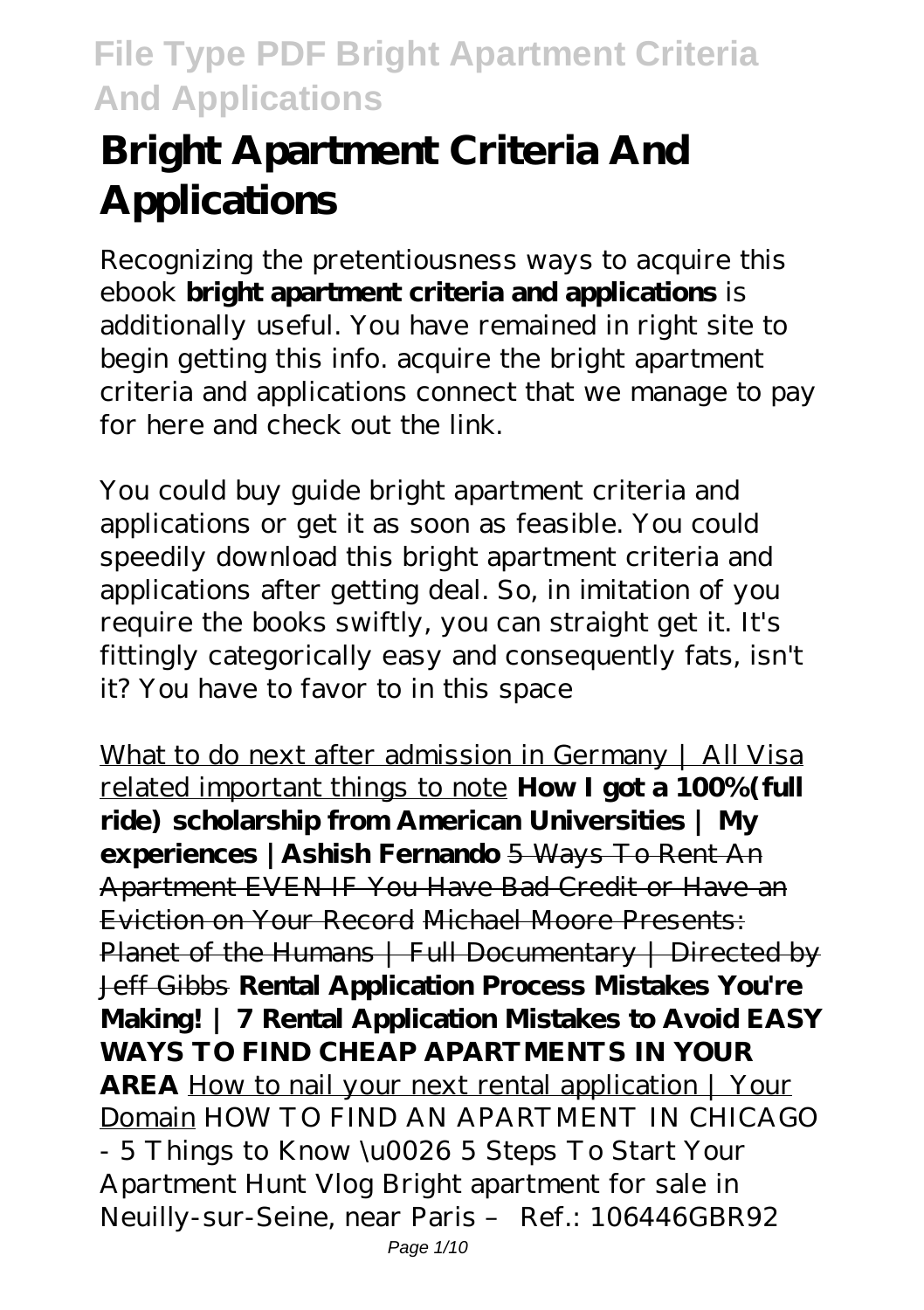# Bright Apartment Criteria And Applications

Recognizing the pretentiousness ways to acquire this ebook **bright apartment criteria and applications** is additionally useful. You have remained in right site to begin getting this info. acquire the bright apartment criteria and applications connect that we manage to pay for here and check out the link.

You could buy guide bright apartment criteria and applications or get it as soon as feasible. You could speedily download this bright apartment criteria and applications after getting deal. So, in imitation of you require the books swiftly, you can straight get it. It's fittingly categorically easy and consequently fats, isn't it? You have to favor to in this space

What to do next after admission in Germany | All Visa related important things to note **How I got a 100%(full ride) scholarship from American Universities | My experiences |Ashish Fernando** 5 Ways To Rent An Apartment EVEN IF You Have Bad Credit or Have an Eviction on Your Record Michael Moore Presents: Planet of the Humans | Full Documentary | Directed by Jeff Gibbs **Rental Application Process Mistakes You're Making! | 7 Rental Application Mistakes to Avoid EASY WAYS TO FIND CHEAP APARTMENTS IN YOUR AREA** How to nail your next rental application | Your Domain *HOW TO FIND AN APARTMENT IN CHICAGO - 5 Things to Know \u0026 5 Steps To Start Your Apartment Hunt Vlog Bright apartment for sale in Neuilly-sur-Seine, near Paris – Ref.: 106446GBR92*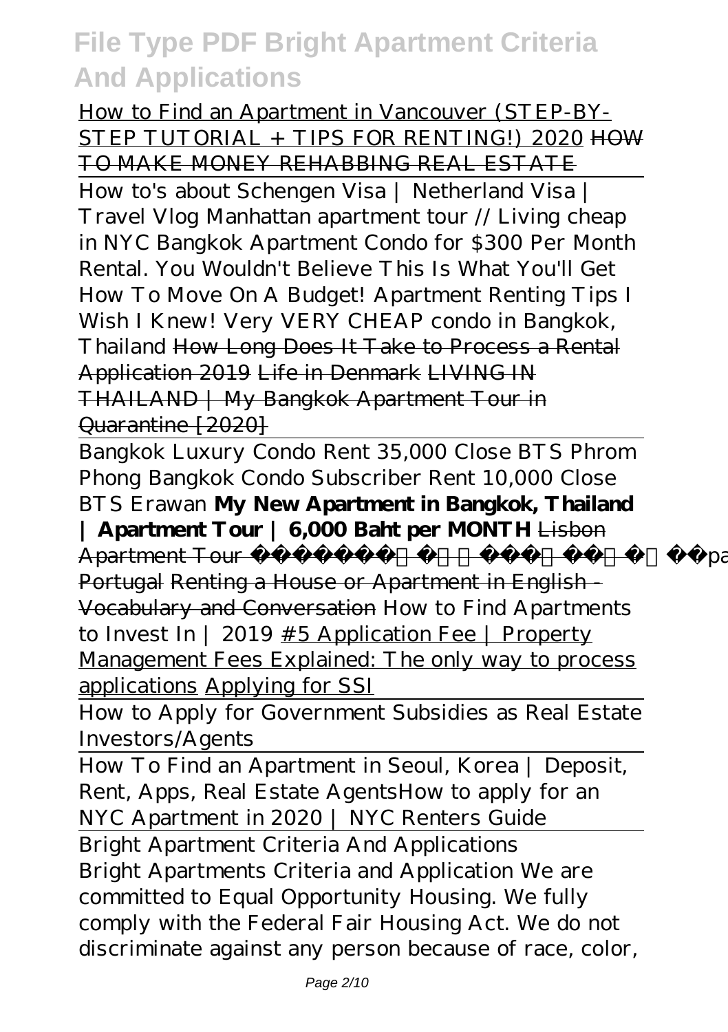How to Find an Apartment in Vancouver (STEP-BY-STEP TUTORIAL + TIPS FOR RENTING!) 2020 HOW TO MAKE MONEY REHABBING REAL ESTATE

How to's about Schengen Visa | Netherland Visa | Travel Vlog *Manhattan apartment tour // Living cheap in NYC Bangkok Apartment Condo for $300 Per Month Rental. You Wouldn't Believe This Is What You'll Get How To Move On A Budget! Apartment Renting Tips I Wish I Knew! Very VERY CHEAP condo in Bangkok, Thailand* How Long Does It Take to Process a Rental Application 2019 Life in Denmark LIVING IN THAILAND | My Bangkok Apartment Tour in Quarantine [2020]

Bangkok Luxury Condo Rent 35,000 Close BTS Phrom Phong *Bangkok Condo Subscriber Rent 10,000 Close BTS Erawan* **My New Apartment in Bangkok, Thailand | Apartment Tour | 6,000 Baht per MONTH** Lisbon Apartment Tour Renting an Apartment in Portugal Renting a House or Apartment in English - Vocabulary and Conversation *How to Find Apartments to Invest In | 2019* #5 Application Fee | Property Management Fees Explained: The only way to process applications Applying for SSI

How to Apply for Government Subsidies as Real Estate Investors/Agents

How To Find an Apartment in Seoul, Korea | Deposit, Rent, Apps, Real Estate Agents*How to apply for an NYC Apartment in 2020 | NYC Renters Guide*

Bright Apartment Criteria And Applications

Bright Apartments Criteria and Application We are committed to Equal Opportunity Housing. We fully comply with the Federal Fair Housing Act. We do not discriminate against any person because of race, color,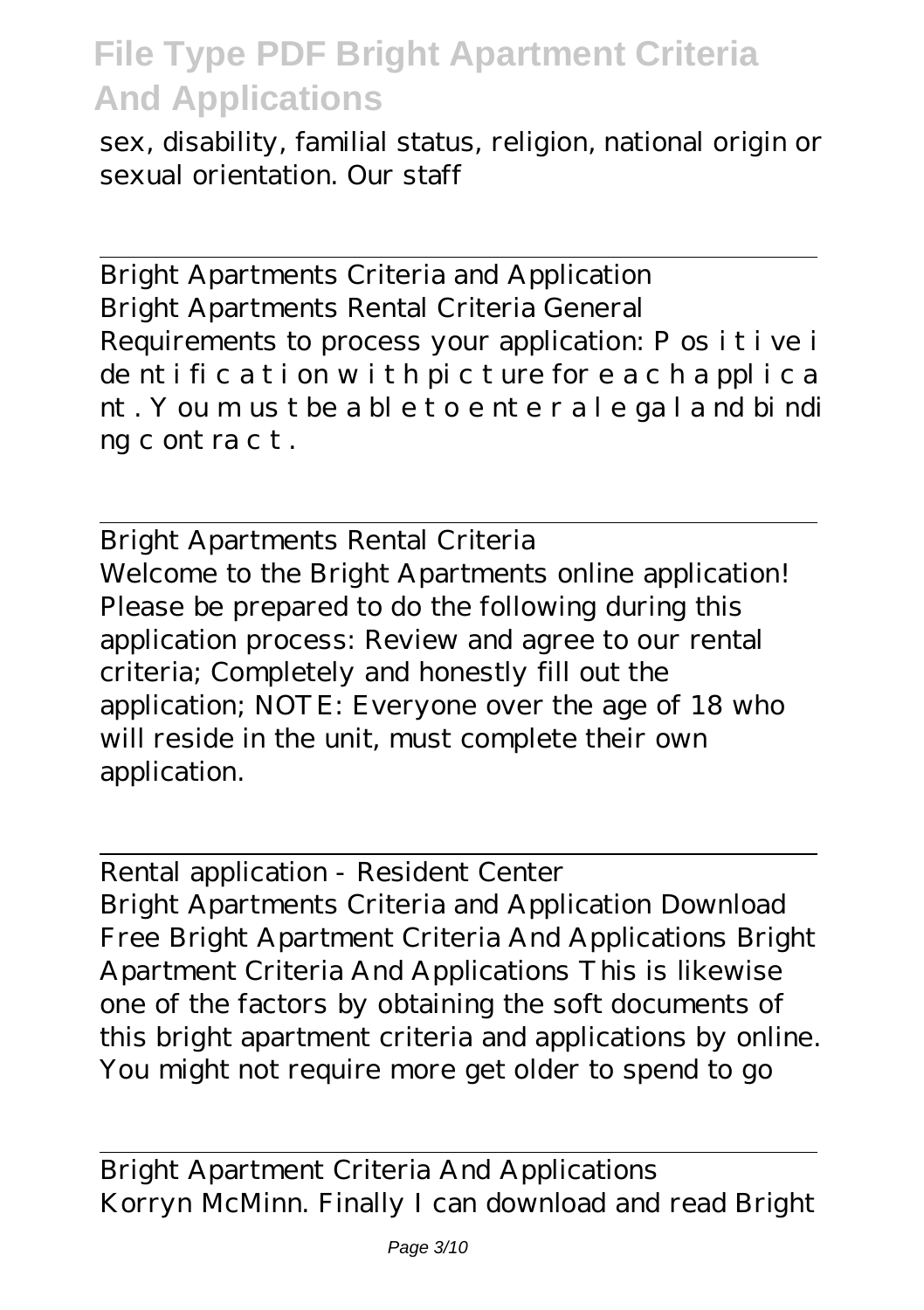sex, disability, familial status, religion, national origin or sexual orientation. Our staff

Bright Apartments Criteria and Application
Bright Apartments Rental Criteria General Requirements to process your application: P os i t i ve i de nt i fi c a t i on w i t h pi c t ure for e a c h a ppl i c a nt . Y ou m us t be a bl e t o e nt e r a l e ga l a nd bi ndi ng c ont ra c t .

Bright Apartments Rental Criteria
Welcome to the Bright Apartments online application! Please be prepared to do the following during this application process: Review and agree to our rental criteria; Completely and honestly fill out the application; NOTE: Everyone over the age of 18 who will reside in the unit, must complete their own application.

Rental application - Resident Center
Bright Apartments Criteria and Application Download Free Bright Apartment Criteria And Applications Bright Apartment Criteria And Applications This is likewise one of the factors by obtaining the soft documents of this bright apartment criteria and applications by online. You might not require more get older to spend to go

Bright Apartment Criteria And Applications
Korryn McMinn. Finally I can download and read Bright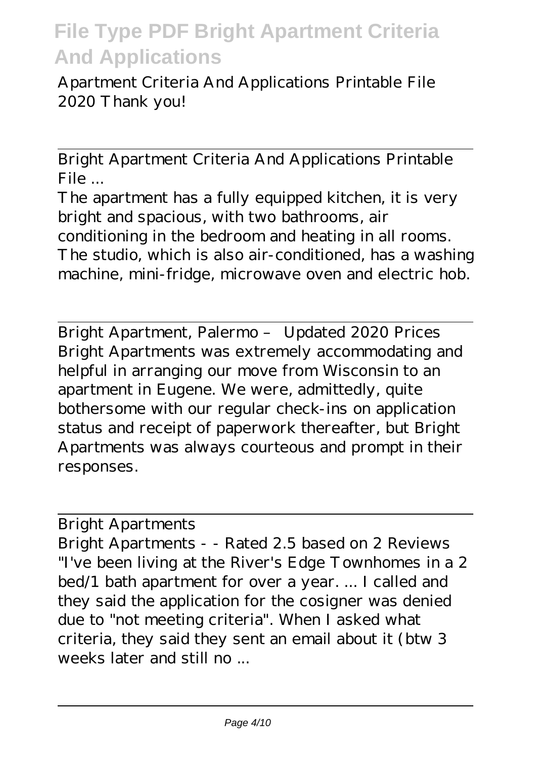Apartment Criteria And Applications Printable File 2020 Thank you!

Bright Apartment Criteria And Applications Printable File ...

The apartment has a fully equipped kitchen, it is very bright and spacious, with two bathrooms, air conditioning in the bedroom and heating in all rooms. The studio, which is also air-conditioned, has a washing machine, mini-fridge, microwave oven and electric hob.

Bright Apartment, Palermo – Updated 2020 Prices

Bright Apartments was extremely accommodating and helpful in arranging our move from Wisconsin to an apartment in Eugene. We were, admittedly, quite bothersome with our regular check-ins on application status and receipt of paperwork thereafter, but Bright Apartments was always courteous and prompt in their responses.

Bright Apartments

Bright Apartments - - Rated 2.5 based on 2 Reviews "I've been living at the River's Edge Townhomes in a 2 bed/1 bath apartment for over a year. ... I called and they said the application for the cosigner was denied due to "not meeting criteria". When I asked what criteria, they said they sent an email about it (btw 3 weeks later and still no ...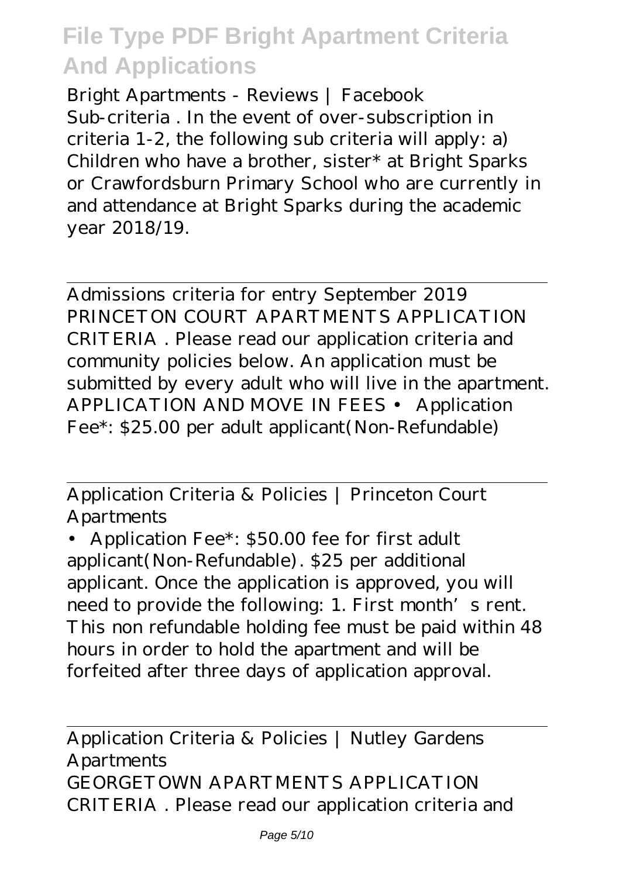Bright Apartments - Reviews | Facebook

Sub-criteria . In the event of over-subscription in criteria 1-2, the following sub criteria will apply: a) Children who have a brother, sister* at Bright Sparks or Crawfordsburn Primary School who are currently in and attendance at Bright Sparks during the academic year 2018/19.

---

Admissions criteria for entry September 2019

PRINCETON COURT APARTMENTS APPLICATION CRITERIA . Please read our application criteria and community policies below. An application must be submitted by every adult who will live in the apartment. APPLICATION AND MOVE IN FEES • Application Fee*: $25.00 per adult applicant(Non-Refundable)

---

Application Criteria & Policies | Princeton Court Apartments

• Application Fee*: $50.00 fee for first adult applicant(Non-Refundable). $25 per additional applicant. Once the application is approved, you will need to provide the following: 1. First month's rent. This non refundable holding fee must be paid within 48 hours in order to hold the apartment and will be forfeited after three days of application approval.

---

Application Criteria & Policies | Nutley Gardens Apartments

GEORGETOWN APARTMENTS APPLICATION CRITERIA . Please read our application criteria and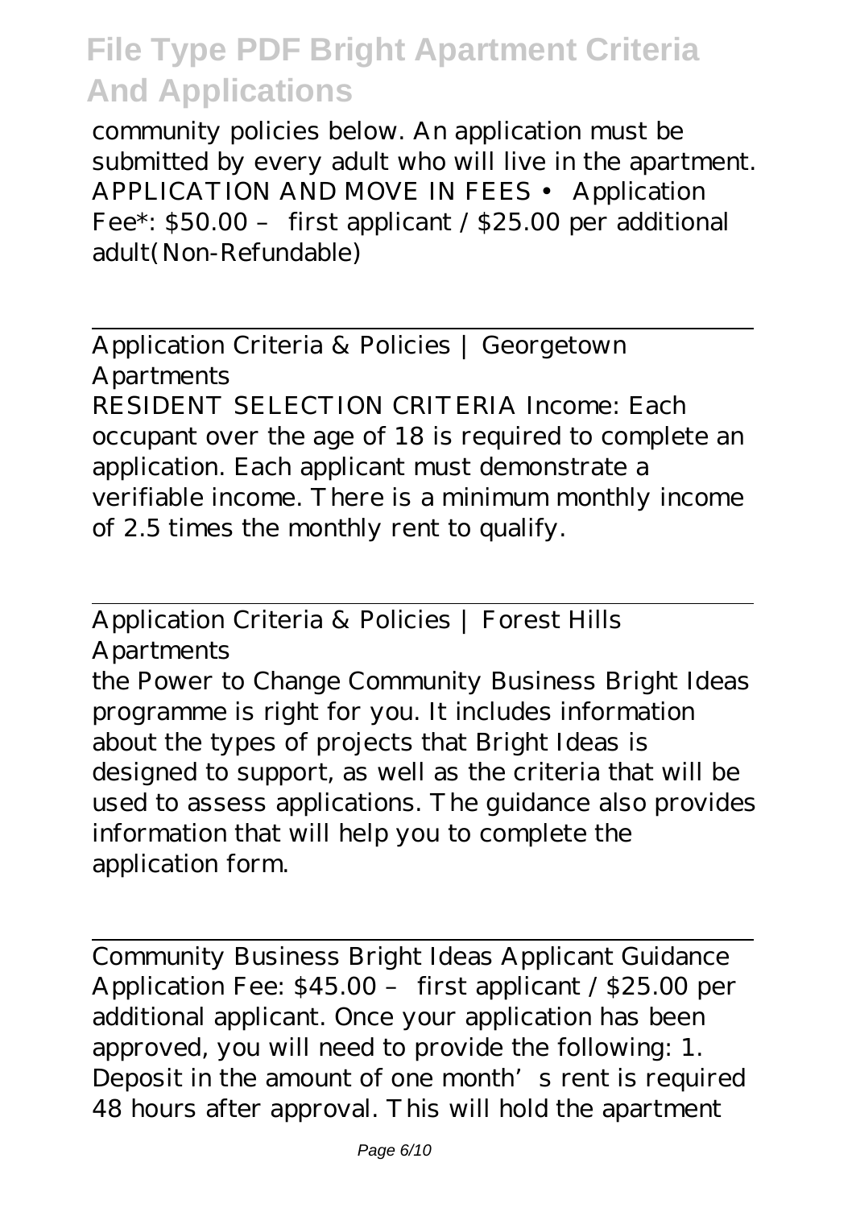community policies below. An application must be submitted by every adult who will live in the apartment. APPLICATION AND MOVE IN FEES • Application Fee*: $50.00 – first applicant / $25.00 per additional adult(Non-Refundable)

Application Criteria & Policies | Georgetown Apartments

RESIDENT SELECTION CRITERIA Income: Each occupant over the age of 18 is required to complete an application. Each applicant must demonstrate a verifiable income. There is a minimum monthly income of 2.5 times the monthly rent to qualify.

Application Criteria & Policies | Forest Hills Apartments

the Power to Change Community Business Bright Ideas programme is right for you. It includes information about the types of projects that Bright Ideas is designed to support, as well as the criteria that will be used to assess applications. The guidance also provides information that will help you to complete the application form.

Community Business Bright Ideas Applicant Guidance

Application Fee: $45.00 – first applicant / $25.00 per additional applicant. Once your application has been approved, you will need to provide the following: 1. Deposit in the amount of one month's rent is required 48 hours after approval. This will hold the apartment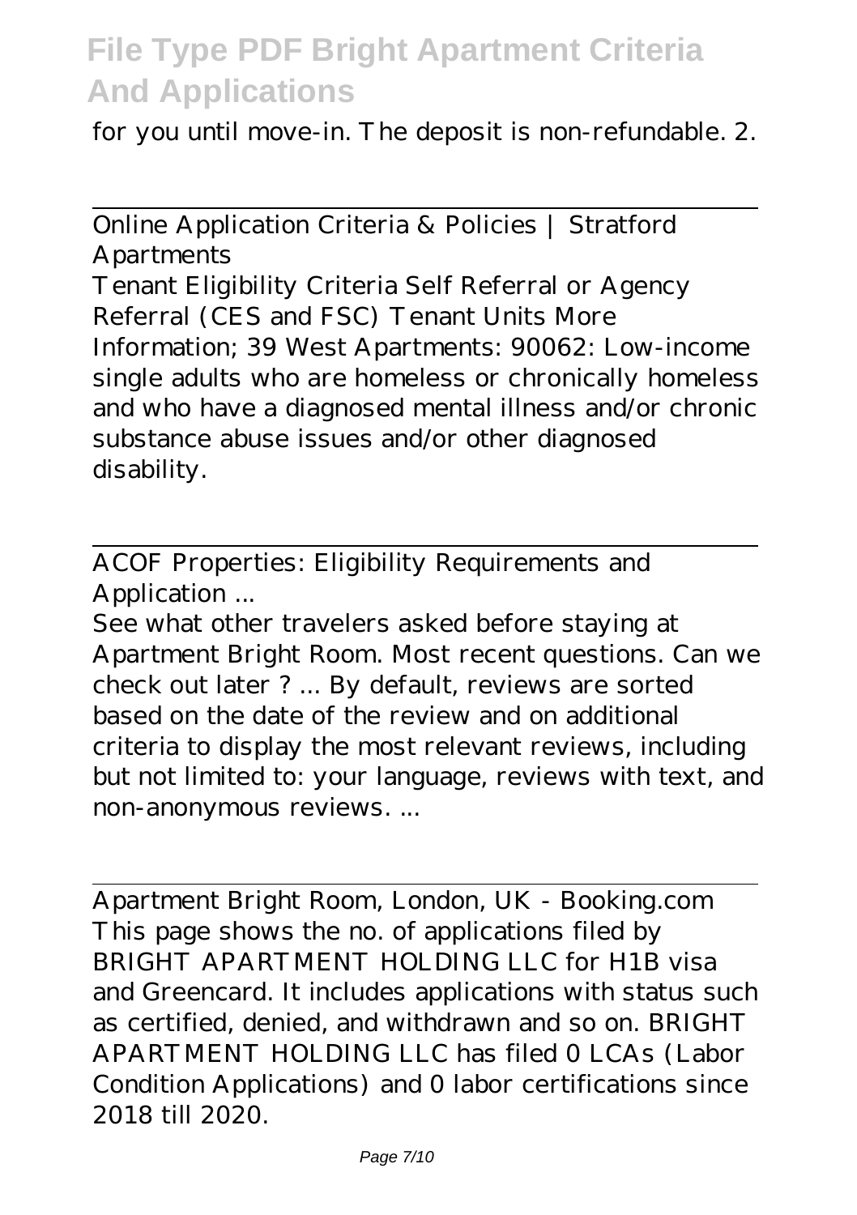for you until move-in. The deposit is non-refundable. 2.

---

Online Application Criteria & Policies | Stratford Apartments

Tenant Eligibility Criteria Self Referral or Agency Referral (CES and FSC) Tenant Units More Information; 39 West Apartments: 90062: Low-income single adults who are homeless or chronically homeless and who have a diagnosed mental illness and/or chronic substance abuse issues and/or other diagnosed disability.

---

ACOF Properties: Eligibility Requirements and Application ...

See what other travelers asked before staying at Apartment Bright Room. Most recent questions. Can we check out later ? ... By default, reviews are sorted based on the date of the review and on additional criteria to display the most relevant reviews, including but not limited to: your language, reviews with text, and non-anonymous reviews. ...

---

Apartment Bright Room, London, UK - Booking.com

This page shows the no. of applications filed by BRIGHT APARTMENT HOLDING LLC for H1B visa and Greencard. It includes applications with status such as certified, denied, and withdrawn and so on. BRIGHT APARTMENT HOLDING LLC has filed 0 LCAs (Labor Condition Applications) and 0 labor certifications since 2018 till 2020.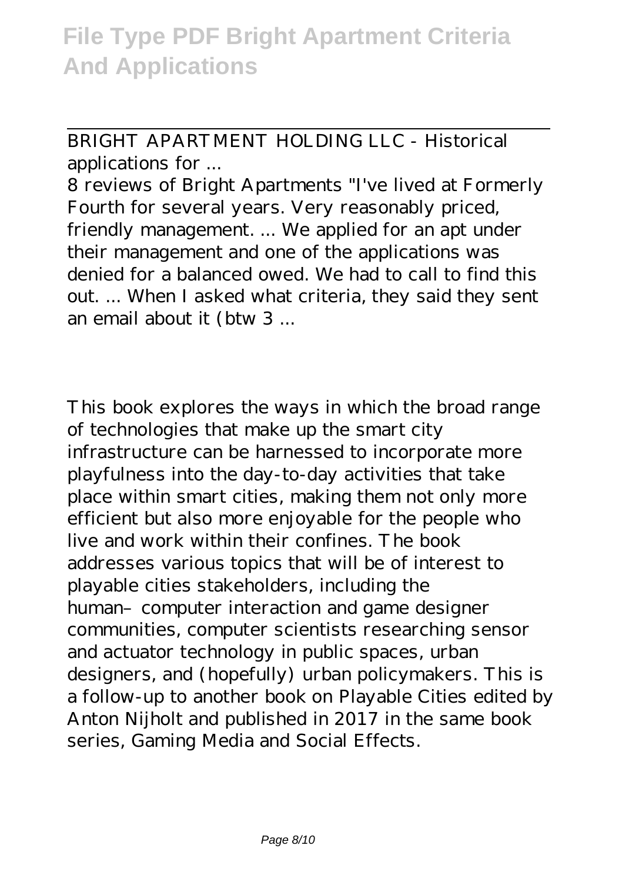BRIGHT APARTMENT HOLDING LLC - Historical applications for ...

8 reviews of Bright Apartments "I've lived at Formerly Fourth for several years. Very reasonably priced, friendly management. ... We applied for an apt under their management and one of the applications was denied for a balanced owed. We had to call to find this out. ... When I asked what criteria, they said they sent an email about it (btw 3 ...

This book explores the ways in which the broad range of technologies that make up the smart city infrastructure can be harnessed to incorporate more playfulness into the day-to-day activities that take place within smart cities, making them not only more efficient but also more enjoyable for the people who live and work within their confines. The book addresses various topics that will be of interest to playable cities stakeholders, including the human–computer interaction and game designer communities, computer scientists researching sensor and actuator technology in public spaces, urban designers, and (hopefully) urban policymakers. This is a follow-up to another book on Playable Cities edited by Anton Nijholt and published in 2017 in the same book series, Gaming Media and Social Effects.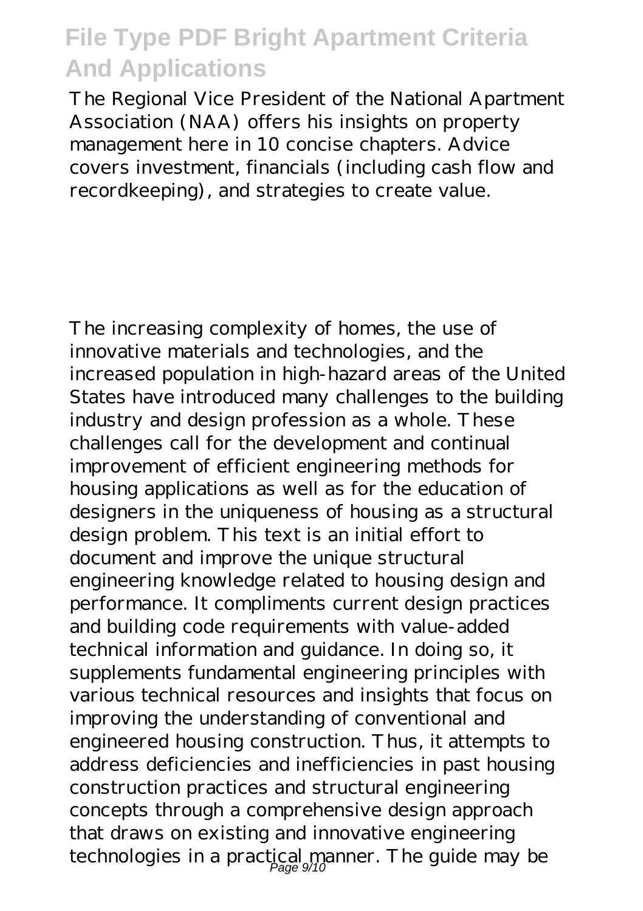The Regional Vice President of the National Apartment Association (NAA) offers his insights on property management here in 10 concise chapters. Advice covers investment, financials (including cash flow and recordkeeping), and strategies to create value.

The increasing complexity of homes, the use of innovative materials and technologies, and the increased population in high-hazard areas of the United States have introduced many challenges to the building industry and design profession as a whole. These challenges call for the development and continual improvement of efficient engineering methods for housing applications as well as for the education of designers in the uniqueness of housing as a structural design problem. This text is an initial effort to document and improve the unique structural engineering knowledge related to housing design and performance. It compliments current design practices and building code requirements with value-added technical information and guidance. In doing so, it supplements fundamental engineering principles with various technical resources and insights that focus on improving the understanding of conventional and engineered housing construction. Thus, it attempts to address deficiencies and inefficiencies in past housing construction practices and structural engineering concepts through a comprehensive design approach that draws on existing and innovative engineering technologies in a practical manner. The guide may be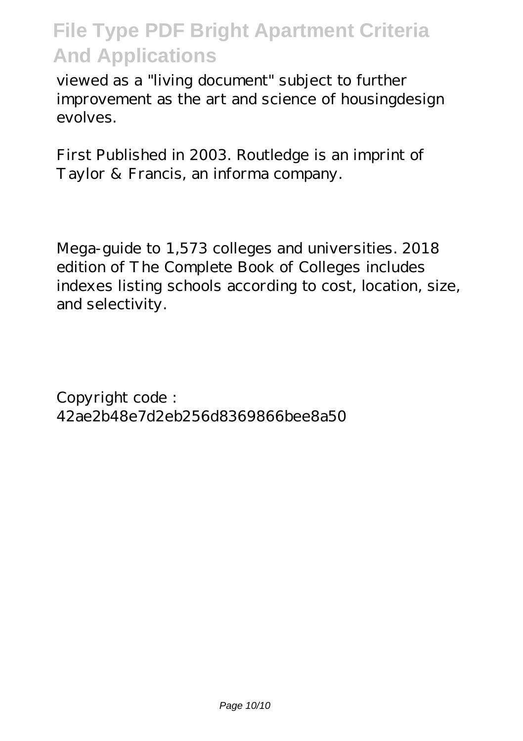viewed as a "living document" subject to further improvement as the art and science of housingdesign evolves.

First Published in 2003. Routledge is an imprint of Taylor & Francis, an informa company.

Mega-guide to 1,573 colleges and universities. 2018 edition of The Complete Book of Colleges includes indexes listing schools according to cost, location, size, and selectivity.

Copyright code : 42ae2b48e7d2eb256d8369866bee8a50